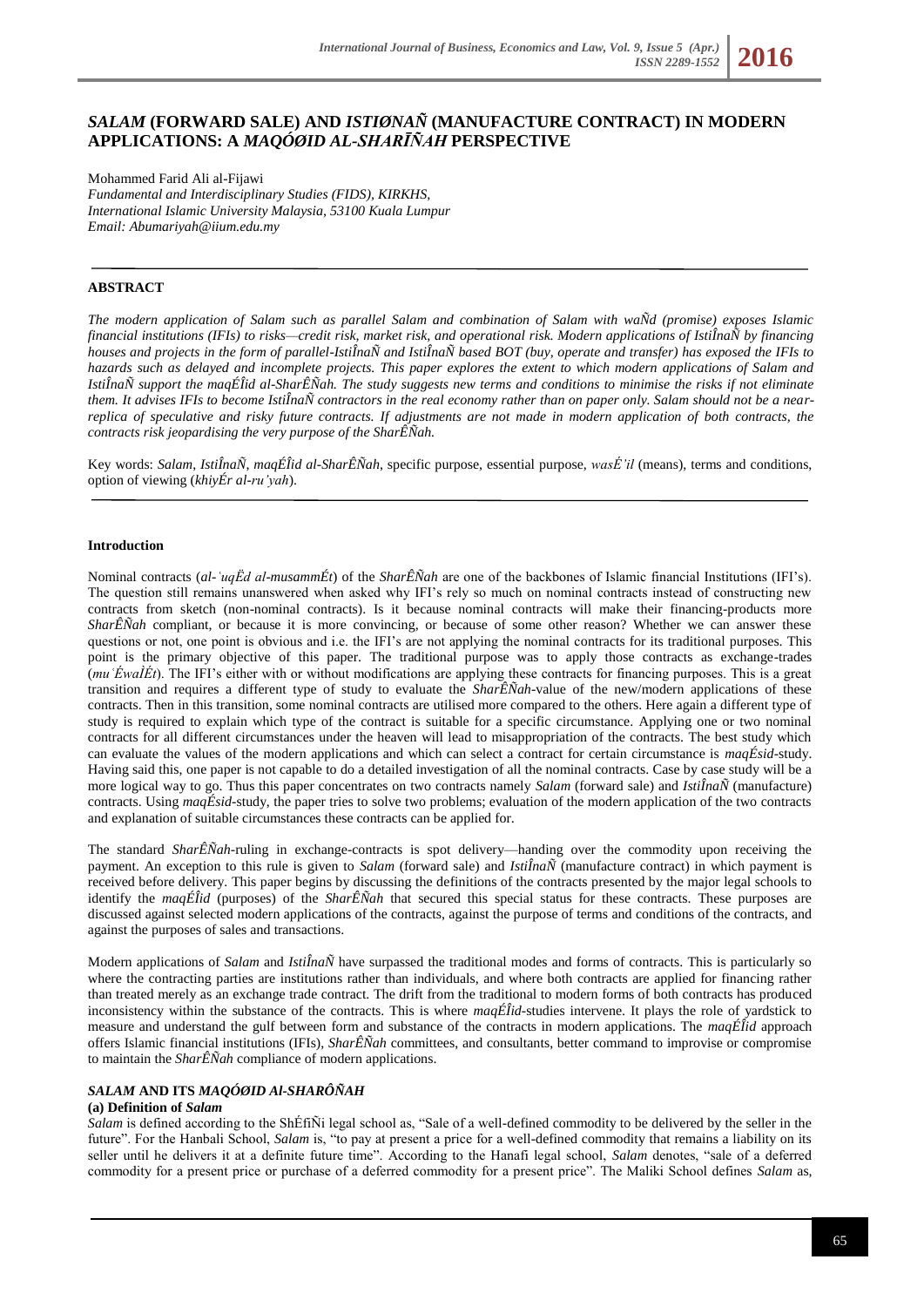# *SALAM* (FORWARD SALE) AND *ISTIØNAÑ* (MANUFACTURE CONTRACT) IN MODERN APPLICATIONS: A *MAQÓØID AL-SHARĪÑAH* PERSPECTIVE

Mohammed Farid Ali al-Fijawi
*Fundamental and Interdisciplinary Studies (FIDS), KIRKHS,*
*International Islamic University Malaysia, 53100 Kuala Lumpur*
*Email: Abumariyah@iium.edu.my*

## ABSTRACT

*The modern application of Salam such as parallel Salam and combination of Salam with waÑd (promise) exposes Islamic financial institutions (IFIs) to risks—credit risk, market risk, and operational risk. Modern applications of IstiÎnaÑ by financing houses and projects in the form of parallel-IstiÎnaÑ and IstiÎnaÑ based BOT (buy, operate and transfer) has exposed the IFIs to hazards such as delayed and incomplete projects. This paper explores the extent to which modern applications of Salam and IstiÎnaÑ support the maqÉÎid al-SharÊÑah. The study suggests new terms and conditions to minimise the risks if not eliminate them. It advises IFIs to become IstiÎnaÑ contractors in the real economy rather than on paper only. Salam should not be a near-replica of speculative and risky future contracts. If adjustments are not made in modern application of both contracts, the contracts risk jeopardising the very purpose of the SharÊÑah.*

Key words: *Salam*, *IstiÎnaÑ*, *maqÉÎid al-SharÊÑah*, specific purpose, essential purpose, *wasÉ'il* (means), terms and conditions, option of viewing (*khiyÉr al-ru'yah*).

### Introduction

Nominal contracts (*al-'uqËd al-musammÉt*) of the *SharÊÑah* are one of the backbones of Islamic financial Institutions (IFI's). The question still remains unanswered when asked why IFI's rely so much on nominal contracts instead of constructing new contracts from sketch (non-nominal contracts). Is it because nominal contracts will make their financing-products more *SharÊÑah* compliant, or because it is more convincing, or because of some other reason? Whether we can answer these questions or not, one point is obvious and i.e. the IFI's are not applying the nominal contracts for its traditional purposes. This point is the primary objective of this paper. The traditional purpose was to apply those contracts as exchange-trades (*mu'ÉwaÌÉt*). The IFI's either with or without modifications are applying these contracts for financing purposes. This is a great transition and requires a different type of study to evaluate the *SharÊÑah*-value of the new/modern applications of these contracts. Then in this transition, some nominal contracts are utilised more compared to the others. Here again a different type of study is required to explain which type of the contract is suitable for a specific circumstance. Applying one or two nominal contracts for all different circumstances under the heaven will lead to misappropriation of the contracts. The best study which can evaluate the values of the modern applications and which can select a contract for certain circumstance is *maqÉsid*-study. Having said this, one paper is not capable to do a detailed investigation of all the nominal contracts. Case by case study will be a more logical way to go. Thus this paper concentrates on two contracts namely *Salam* (forward sale) and *IstiÎnaÑ* (manufacture) contracts. Using *maqÉsid*-study, the paper tries to solve two problems; evaluation of the modern application of the two contracts and explanation of suitable circumstances these contracts can be applied for.

The standard *SharÊÑah*-ruling in exchange-contracts is spot delivery—handing over the commodity upon receiving the payment. An exception to this rule is given to *Salam* (forward sale) and *IstiÎnaÑ* (manufacture contract) in which payment is received before delivery. This paper begins by discussing the definitions of the contracts presented by the major legal schools to identify the *maqÉÎid* (purposes) of the *SharÊÑah* that secured this special status for these contracts. These purposes are discussed against selected modern applications of the contracts, against the purpose of terms and conditions of the contracts, and against the purposes of sales and transactions.

Modern applications of *Salam* and *IstiÎnaÑ* have surpassed the traditional modes and forms of contracts. This is particularly so where the contracting parties are institutions rather than individuals, and where both contracts are applied for financing rather than treated merely as an exchange trade contract. The drift from the traditional to modern forms of both contracts has produced inconsistency within the substance of the contracts. This is where *maqÉÎid*-studies intervene. It plays the role of yardstick to measure and understand the gulf between form and substance of the contracts in modern applications. The *maqÉÎid* approach offers Islamic financial institutions (IFIs), *SharÊÑah* committees, and consultants, better command to improvise or compromise to maintain the *SharÊÑah* compliance of modern applications.

## *SALAM* AND ITS *MAQÓØID AL-SHARÔÑAH*

### (a) Definition of *Salam*

*Salam* is defined according to the ShÉfiÑi legal school as, "Sale of a well-defined commodity to be delivered by the seller in the future". For the Hanbali School, *Salam* is, "to pay at present a price for a well-defined commodity that remains a liability on its seller until he delivers it at a definite future time". According to the Hanafi legal school, *Salam* denotes, "sale of a deferred commodity for a present price or purchase of a deferred commodity for a present price". The Maliki School defines *Salam* as,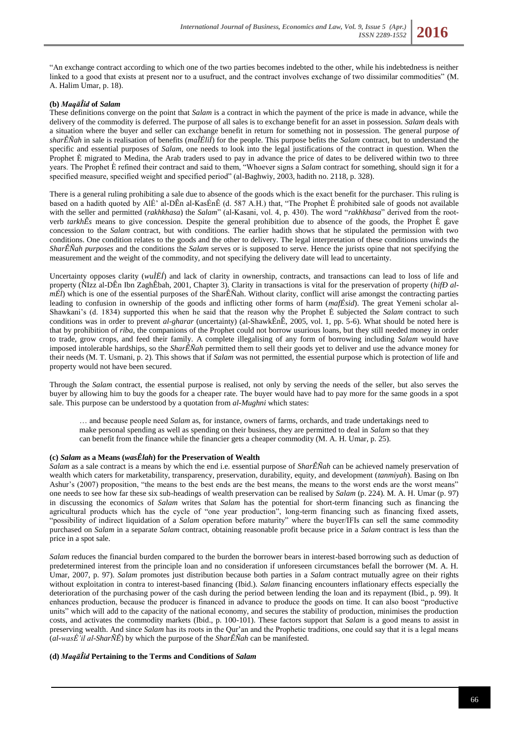"An exchange contract according to which one of the two parties becomes indebted to the other, while his indebtedness is neither linked to a good that exists at present nor to a usufruct, and the contract involves exchange of two dissimilar commodities" (M. A. Halim Umar, p. 18).

**(b)** ***Maqāĩid*** **of** ***Salam***

These definitions converge on the point that *Salam* is a contract in which the payment of the price is made in advance, while the delivery of the commodity is deferred. The purpose of all sales is to exchange benefit for an asset in possession. *Salam* deals with a situation where the buyer and seller can exchange benefit in return for something not in possession. The general purpose *of sharÊÑah* in sale is realisation of benefits (*maÎÉliĩ*) for the people. This purpose befits the *Salam* contract, but to understand the specific and essential purposes of *Salam*, one needs to look into the legal justifications of the contract in question. When the Prophet È migrated to Medina, the Arab traders used to pay in advance the price of dates to be delivered within two to three years. The Prophet È refined their contract and said to them, "Whoever signs a *Salam* contract for something, should sign it for a specified measure, specified weight and specified period" (al-Baghwiy, 2003, hadith no. 2118, p. 328).

There is a general ruling prohibiting a sale due to absence of the goods which is the exact benefit for the purchaser. This ruling is based on a hadith quoted by AlÉ' al-DÊn al-KasÉnÊ (d. 587 A.H.) that, "The Prophet È prohibited sale of goods not available with the seller and permitted (*rakhkhasa*) the *Salam*" (al-Kasani, vol. 4, p. 430). The word "*rakhkhasa*" derived from the root-verb *tarkhÊs* means to give concession. Despite the general prohibition due to absence of the goods, the Prophet È gave concession to the *Salam* contract, but with conditions. The earlier hadith shows that he stipulated the permission with two conditions. One condition relates to the goods and the other to delivery. The legal interpretation of these conditions unwinds the *SharÊÑah purposes* and the conditions the *Salam* serves or is supposed to serve. Hence the jurists opine that not specifying the measurement and the weight of the commodity, and not specifying the delivery date will lead to uncertainty.

Uncertainty opposes clarity (*wuÌËĩ*) and lack of clarity in ownership, contracts, and transactions can lead to loss of life and property (ÑIzz al-DÊn Ibn ZaghÊbah, 2001, Chapter 3). Clarity in transactions is vital for the preservation of property (*hifÐ al-mÉl*) which is one of the essential purposes of the SharÊÑah. Without clarity, conflict will arise amongst the contracting parties leading to confusion in ownership of the goods and inflicting other forms of harm (*mafÉsid*). The great Yemeni scholar al-Shawkani's (d. 1834) supported this when he said that the reason why the Prophet È subjected the *Salam* contract to such conditions was in order to prevent *al-gharar* (uncertainty) (al-ShawkÉnÊ, 2005, vol. 1, pp. 5-6). What should be noted here is that by prohibition of *riba*, the companions of the Prophet could not borrow usurious loans, but they still needed money in order to trade, grow crops, and feed their family. A complete illegalising of any form of borrowing including *Salam* would have imposed intolerable hardships, so the *SharÊÑah* permitted them to sell their goods yet to deliver and use the advance money for their needs (M. T. Usmani, p. 2). This shows that if *Salam* was not permitted, the essential purpose which is protection of life and property would not have been secured.

Through the *Salam* contract, the essential purpose is realised, not only by serving the needs of the seller, but also serves the buyer by allowing him to buy the goods for a cheaper rate. The buyer would have had to pay more for the same goods in a spot sale. This purpose can be understood by a quotation from *al-Mughni* which states:

> … and because people need *Salam* as, for instance, owners of farms, orchards, and trade undertakings need to make personal spending as well as spending on their business, they are permitted to deal in *Salam* so that they can benefit from the finance while the financier gets a cheaper commodity (M. A. H. Umar, p. 25).

**(c)** ***Salam*** **as a Means (*wasÊlah*) for the Preservation of Wealth**

*Salam* as a sale contract is a means by which the end i.e. essential purpose of *SharÊÑah* can be achieved namely preservation of wealth which caters for marketability, transparency, preservation, durability, equity, and development (*tanmiyah*). Basing on Ibn Ashur's (2007) proposition, "the means to the best ends are the best means, the means to the worst ends are the worst means" one needs to see how far these six sub-headings of wealth preservation can be realised by *Salam* (p. 224). M. A. H. Umar (p. 97) in discussing the economics of *Salam* writes that *Salam* has the potential for short-term financing such as financing the agricultural products which has the cycle of "one year production", long-term financing such as financing fixed assets, "possibility of indirect liquidation of a *Salam* operation before maturity" where the buyer/IFIs can sell the same commodity purchased on *Salam* in a separate *Salam* contract, obtaining reasonable profit because price in a *Salam* contract is less than the price in a spot sale.

*Salam* reduces the financial burden compared to the burden the borrower bears in interest-based borrowing such as deduction of predetermined interest from the principle loan and no consideration if unforeseen circumstances befall the borrower (M. A. H. Umar, 2007, p. 97). *Salam* promotes just distribution because both parties in a *Salam* contract mutually agree on their rights without exploitation in contra to interest-based financing (Ibid.). *Salam* financing encounters inflationary effects especially the deterioration of the purchasing power of the cash during the period between lending the loan and its repayment (Ibid., p. 99). It enhances production, because the producer is financed in advance to produce the goods on time. It can also boost "productive units" which will add to the capacity of the national economy, and secures the stability of production, minimises the production costs, and activates the commodity markets (Ibid., p. 100-101). These factors support that *Salam* is a good means to assist in preserving wealth. And since *Salam* has its roots in the Qur'an and the Prophetic traditions, one could say that it is a legal means (*al-wasÉ'il al-SharÑÊ*) by which the purpose of the *SharÊÑah* can be manifested.

**(d)** ***Maqāĩid*** **Pertaining to the Terms and Conditions of** ***Salam***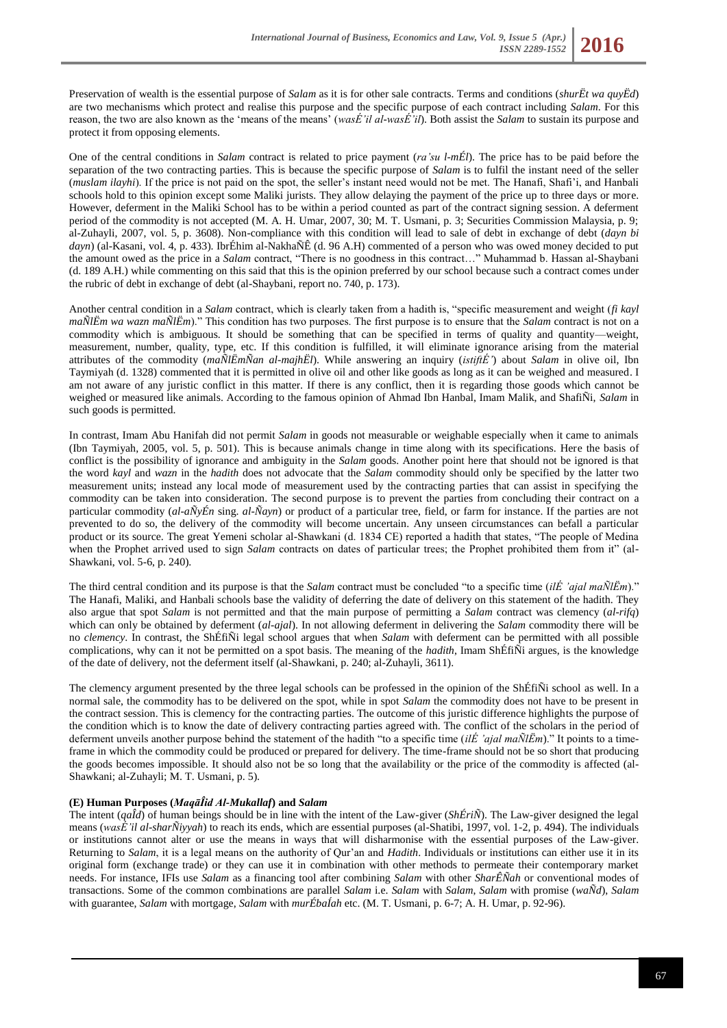Preservation of wealth is the essential purpose of *Salam* as it is for other sale contracts. Terms and conditions (*shurËt wa quyËd*) are two mechanisms which protect and realise this purpose and the specific purpose of each contract including *Salam*. For this reason, the two are also known as the 'means of the means' (*wasÉ'il al-wasÉ'il*). Both assist the *Salam* to sustain its purpose and protect it from opposing elements.

One of the central conditions in *Salam* contract is related to price payment (*ra'su l-mÉl*). The price has to be paid before the separation of the two contracting parties. This is because the specific purpose of *Salam* is to fulfil the instant need of the seller (*muslam ilayhi*). If the price is not paid on the spot, the seller's instant need would not be met. The Hanafi, Shafi'i, and Hanbali schools hold to this opinion except some Maliki jurists. They allow delaying the payment of the price up to three days or more. However, deferment in the Maliki School has to be within a period counted as part of the contract signing session. A deferment period of the commodity is not accepted (M. A. H. Umar, 2007, 30; M. T. Usmani, p. 3; Securities Commission Malaysia, p. 9; al-Zuhayli, 2007, vol. 5, p. 3608). Non-compliance with this condition will lead to sale of debt in exchange of debt (*dayn bi dayn*) (al-Kasani, vol. 4, p. 433). IbrÉhim al-NakhaÑÊ (d. 96 A.H) commented of a person who was owed money decided to put the amount owed as the price in a *Salam* contract, "There is no goodness in this contract…" Muhammad b. Hassan al-Shaybani (d. 189 A.H.) while commenting on this said that this is the opinion preferred by our school because such a contract comes under the rubric of debt in exchange of debt (al-Shaybani, report no. 740, p. 173).

Another central condition in a *Salam* contract, which is clearly taken from a hadith is, "specific measurement and weight (*fi kayl maÑlËm wa wazn maÑlËm*)." This condition has two purposes. The first purpose is to ensure that the *Salam* contract is not on a commodity which is ambiguous. It should be something that can be specified in terms of quality and quantity—weight, measurement, number, quality, type, etc. If this condition is fulfilled, it will eliminate ignorance arising from the material attributes of the commodity (*maÑlËmÑan al-majhËl*). While answering an inquiry (*istiftÉ'*) about *Salam* in olive oil, Ibn Taymiyah (d. 1328) commented that it is permitted in olive oil and other like goods as long as it can be weighed and measured. I am not aware of any juristic conflict in this matter. If there is any conflict, then it is regarding those goods which cannot be weighed or measured like animals. According to the famous opinion of Ahmad Ibn Hanbal, Imam Malik, and ShafiÑi, *Salam* in such goods is permitted.

In contrast, Imam Abu Hanifah did not permit *Salam* in goods not measurable or weighable especially when it came to animals (Ibn Taymiyah, 2005, vol. 5, p. 501). This is because animals change in time along with its specifications. Here the basis of conflict is the possibility of ignorance and ambiguity in the *Salam* goods. Another point here that should not be ignored is that the word *kayl* and *wazn* in the *hadith* does not advocate that the *Salam* commodity should only be specified by the latter two measurement units; instead any local mode of measurement used by the contracting parties that can assist in specifying the commodity can be taken into consideration. The second purpose is to prevent the parties from concluding their contract on a particular commodity (*al-aÑyÉn* sing. *al-Ñayn*) or product of a particular tree, field, or farm for instance. If the parties are not prevented to do so, the delivery of the commodity will become uncertain. Any unseen circumstances can befall a particular product or its source. The great Yemeni scholar al-Shawkani (d. 1834 CE) reported a hadith that states, "The people of Medina when the Prophet arrived used to sign *Salam* contracts on dates of particular trees; the Prophet prohibited them from it" (al-Shawkani, vol. 5-6, p. 240).

The third central condition and its purpose is that the *Salam* contract must be concluded "to a specific time (*ilÉ 'ajal maÑlËm*)." The Hanafi, Maliki, and Hanbali schools base the validity of deferring the date of delivery on this statement of the hadith. They also argue that spot *Salam* is not permitted and that the main purpose of permitting a *Salam* contract was clemency (*al-rifq*) which can only be obtained by deferment (*al-ajal*). In not allowing deferment in delivering the *Salam* commodity there will be no *clemency*. In contrast, the ShÉfiÑi legal school argues that when *Salam* with deferment can be permitted with all possible complications, why can it not be permitted on a spot basis. The meaning of the *hadith*, Imam ShÉfiÑi argues, is the knowledge of the date of delivery, not the deferment itself (al-Shawkani, p. 240; al-Zuhayli, 3611).

The clemency argument presented by the three legal schools can be professed in the opinion of the ShÉfiÑi school as well. In a normal sale, the commodity has to be delivered on the spot, while in spot *Salam* the commodity does not have to be present in the contract session. This is clemency for the contracting parties. The outcome of this juristic difference highlights the purpose of the condition which is to know the date of delivery contracting parties agreed with. The conflict of the scholars in the period of deferment unveils another purpose behind the statement of the hadith "to a specific time (*ilÉ 'ajal maÑlËm*)." It points to a time-frame in which the commodity could be produced or prepared for delivery. The time-frame should not be so short that producing the goods becomes impossible. It should also not be so long that the availability or the price of the commodity is affected (al-Shawkani; al-Zuhayli; M. T. Usmani, p. 5).

#### (E) Human Purposes (*MaqāÎid Al-Mukallaf*) and *Salam*

The intent (*qaÎd*) of human beings should be in line with the intent of the Law-giver (*ShÉriÑ*). The Law-giver designed the legal means (*wasÉ'il al-sharÑiyyah*) to reach its ends, which are essential purposes (al-Shatibi, 1997, vol. 1-2, p. 494). The individuals or institutions cannot alter or use the means in ways that will disharmonise with the essential purposes of the Law-giver. Returning to *Salam*, it is a legal means on the authority of Qur'an and *Hadith*. Individuals or institutions can either use it in its original form (exchange trade) or they can use it in combination with other methods to permeate their contemporary market needs. For instance, IFIs use *Salam* as a financing tool after combining *Salam* with other *SharÊÑah* or conventional modes of transactions. Some of the common combinations are parallel *Salam* i.e. *Salam* with *Salam*, *Salam* with promise (*waÑd*), *Salam* with guarantee, *Salam* with mortgage, *Salam* with *murÉbaÍah* etc. (M. T. Usmani, p. 6-7; A. H. Umar, p. 92-96).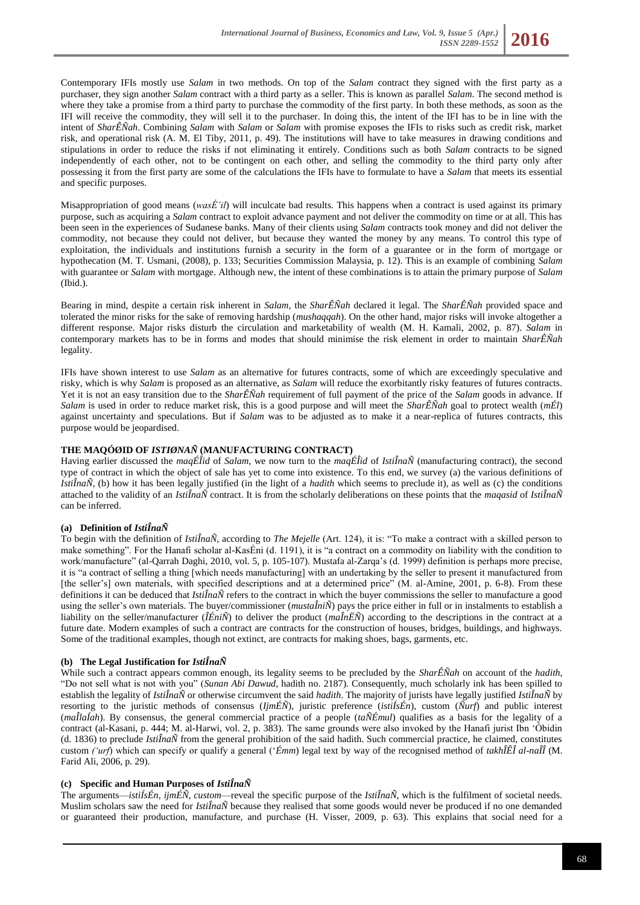Contemporary IFIs mostly use *Salam* in two methods. On top of the *Salam* contract they signed with the first party as a purchaser, they sign another *Salam* contract with a third party as a seller. This is known as parallel *Salam*. The second method is where they take a promise from a third party to purchase the commodity of the first party. In doing this, as soon as the IFI will receive the commodity, they will sell it to the purchaser. In doing this, the intent of the IFI has to be in line with the intent of *SharÊÑah*. Combining *Salam* with *Salam* or *Salam* with promise exposes the IFIs to risks such as credit risk, market risk, and operational risk (A. M. El Tiby, 2011, p. 49). The institutions will have to take measures in drawing conditions and stipulations in order to reduce the risks if not eliminating it entirely. Conditions such as both *Salam* contracts to be signed independently of each other, not to be contingent on each other, and selling the commodity to the third party only after possessing it from the first party are some of the calculations the IFIs have to formulate to have a *Salam* that meets its essential and specific purposes.

Misappropriation of good means (*wasÉ'il*) will inculcate bad results. This happens when a contract is used against its primary purpose, such as acquiring a *Salam* contract to exploit advance payment and not deliver the commodity on time or at all. This has been seen in the experiences of Sudanese banks. Many of their clients using *Salam* contracts took money and did not deliver the commodity, not because they could not deliver, but because they wanted the money by any means. To control this type of exploitation, the individuals and institutions furnish a security in the form of a guarantee or in the form of mortgage or hypothecation (M. T. Usmani, (2008), p. 133; Securities Commission Malaysia, p. 12). This is an example of combining *Salam* with guarantee or *Salam* with mortgage. Although new, the intent of these combinations is to attain the primary purpose of *Salam* (Ibid.).

Bearing in mind, despite a certain risk inherent in *Salam*, the *SharÊÑah* declared it legal. The *SharÊÑah* provided space and tolerated the minor risks for the sake of removing hardship (*mushaqqah*). On the other hand, major risks will invoke altogether a different response. Major risks disturb the circulation and marketability of wealth (M. H. Kamali, 2002, p. 87). *Salam* in contemporary markets has to be in forms and modes that should minimise the risk element in order to maintain *SharÊÑah* legality.

IFIs have shown interest to use *Salam* as an alternative for futures contracts, some of which are exceedingly speculative and risky, which is why *Salam* is proposed as an alternative, as *Salam* will reduce the exorbitantly risky features of futures contracts. Yet it is not an easy transition due to the *SharÊÑah* requirement of full payment of the price of the *Salam* goods in advance. If *Salam* is used in order to reduce market risk, this is a good purpose and will meet the *SharÊÑah* goal to protect wealth (*mÉl*) against uncertainty and speculations. But if *Salam* was to be adjusted as to make it a near-replica of futures contracts, this purpose would be jeopardised.

## THE MAQÓØID OF *ISTIØNAÑ* (MANUFACTURING CONTRACT)

Having earlier discussed the *maqÉÎid* of *Salam*, we now turn to the *maqÉÎid* of *IstiÎnaÑ* (manufacturing contract), the second type of contract in which the object of sale has yet to come into existence. To this end, we survey (a) the various definitions of *IstiÎnaÑ*, (b) how it has been legally justified (in the light of a *hadith* which seems to preclude it), as well as (c) the conditions attached to the validity of an *IstiÎnaÑ* contract. It is from the scholarly deliberations on these points that the *maqasid* of *IstiÎnaÑ* can be inferred.

### (a) Definition of *IstiÎnaÑ*

To begin with the definition of *IstiÎnaÑ*, according to *The Mejelle* (Art. 124), it is: "To make a contract with a skilled person to make something". For the Hanafi scholar al-KasÉni (d. 1191), it is "a contract on a commodity on liability with the condition to work/manufacture" (al-Qarrah Daghi, 2010, vol. 5, p. 105-107). Mustafa al-Zarqa's (d. 1999) definition is perhaps more precise, it is "a contract of selling a thing [which needs manufacturing] with an undertaking by the seller to present it manufactured from [the seller's] own materials, with specified descriptions and at a determined price" (M. al-Amine, 2001, p. 6-8). From these definitions it can be deduced that *IstiÎnaÑ* refers to the contract in which the buyer commissions the seller to manufacture a good using the seller's own materials. The buyer/commissioner (*mustaÎniÑ*) pays the price either in full or in instalments to establish a liability on the seller/manufacturer (*ÎÉniÑ*) to deliver the product (*maÎnËÑ*) according to the descriptions in the contract at a future date. Modern examples of such a contract are contracts for the construction of houses, bridges, buildings, and highways. Some of the traditional examples, though not extinct, are contracts for making shoes, bags, garments, etc.

### (b) The Legal Justification for *IstiÎnaÑ*

While such a contract appears common enough, its legality seems to be precluded by the *SharÊÑah* on account of the *hadith*, "Do not sell what is not with you" (*Sunan Abi Dawud*, hadith no. 2187). Consequently, much scholarly ink has been spilled to establish the legality of *IstiÎnaÑ* or otherwise circumvent the said *hadith*. The majority of jurists have legally justified *IstiÎnaÑ* by resorting to the juristic methods of consensus (*IjmÉÑ*), juristic preference (*istiÍsÉn*), custom (*Ñurf*) and public interest (*maÎlaÍah*). By consensus, the general commercial practice of a people (*taÑÉmul*) qualifies as a basis for the legality of a contract (al-Kasani, p. 444; M. al-Harwi, vol. 2, p. 383). The same grounds were also invoked by the Hanafi jurist Ibn 'Óbidin (d. 1836) to preclude *IstiÎnaÑ* from the general prohibition of the said hadith. Such commercial practice, he claimed, constitutes custom *('urf)* which can specify or qualify a general ('*Émm*) legal text by way of the recognised method of *takhÎÊÎ al-naÎÎ* (M. Farid Ali, 2006, p. 29).

### (c) Specific and Human Purposes of *IstiÎnaÑ*

The arguments—*istiÍsÉn, ijmÉÑ, custom*—reveal the specific purpose of the *IstiÎnaÑ*, which is the fulfilment of societal needs. Muslim scholars saw the need for *IstiÎnaÑ* because they realised that some goods would never be produced if no one demanded or guaranteed their production, manufacture, and purchase (H. Visser, 2009, p. 63). This explains that social need for a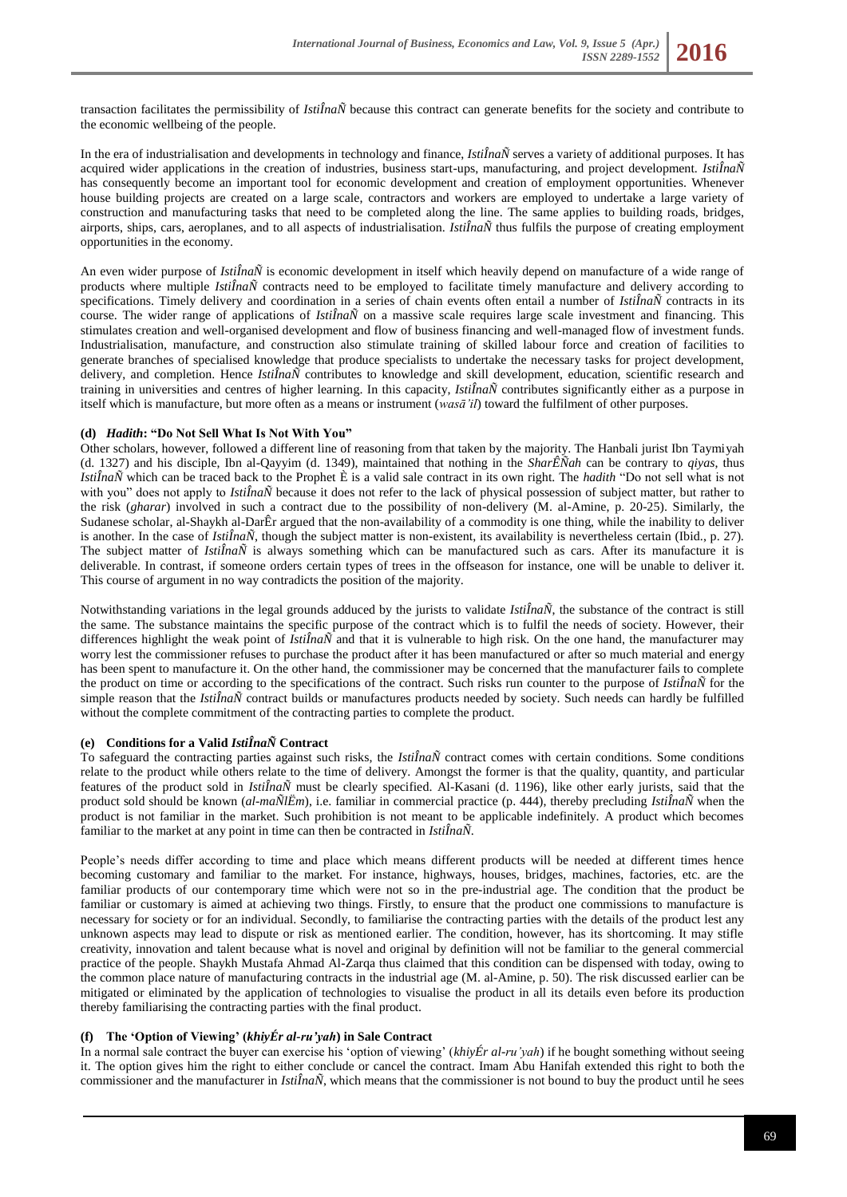transaction facilitates the permissibility of *IstiÎnaÑ* because this contract can generate benefits for the society and contribute to the economic wellbeing of the people.

In the era of industrialisation and developments in technology and finance, *IstiÎnaÑ* serves a variety of additional purposes. It has acquired wider applications in the creation of industries, business start-ups, manufacturing, and project development. *IstiÎnaÑ* has consequently become an important tool for economic development and creation of employment opportunities. Whenever house building projects are created on a large scale, contractors and workers are employed to undertake a large variety of construction and manufacturing tasks that need to be completed along the line. The same applies to building roads, bridges, airports, ships, cars, aeroplanes, and to all aspects of industrialisation. *IstiÎnaÑ* thus fulfils the purpose of creating employment opportunities in the economy.

An even wider purpose of *IstiÎnaÑ* is economic development in itself which heavily depend on manufacture of a wide range of products where multiple *IstiÎnaÑ* contracts need to be employed to facilitate timely manufacture and delivery according to specifications. Timely delivery and coordination in a series of chain events often entail a number of *IstiÎnaÑ* contracts in its course. The wider range of applications of *IstiÎnaÑ* on a massive scale requires large scale investment and financing. This stimulates creation and well-organised development and flow of business financing and well-managed flow of investment funds. Industrialisation, manufacture, and construction also stimulate training of skilled labour force and creation of facilities to generate branches of specialised knowledge that produce specialists to undertake the necessary tasks for project development, delivery, and completion. Hence *IstiÎnaÑ* contributes to knowledge and skill development, education, scientific research and training in universities and centres of higher learning. In this capacity, *IstiÎnaÑ* contributes significantly either as a purpose in itself which is manufacture, but more often as a means or instrument (*wasā'il*) toward the fulfilment of other purposes.

#### (d) *Hadith*: "Do Not Sell What Is Not With You"

Other scholars, however, followed a different line of reasoning from that taken by the majority. The Hanbali jurist Ibn Taymiyah (d. 1327) and his disciple, Ibn al-Qayyim (d. 1349), maintained that nothing in the *SharÊÑah* can be contrary to *qiyas*, thus *IstiÎnaÑ* which can be traced back to the Prophet È is a valid sale contract in its own right. The *hadith* "Do not sell what is not with you" does not apply to *IstiÎnaÑ* because it does not refer to the lack of physical possession of subject matter, but rather to the risk (*gharar*) involved in such a contract due to the possibility of non-delivery (M. al-Amine, p. 20-25). Similarly, the Sudanese scholar, al-Shaykh al-DarÊr argued that the non-availability of a commodity is one thing, while the inability to deliver is another. In the case of *IstiÎnaÑ*, though the subject matter is non-existent, its availability is nevertheless certain (Ibid., p. 27). The subject matter of *IstiÎnaÑ* is always something which can be manufactured such as cars. After its manufacture it is deliverable. In contrast, if someone orders certain types of trees in the offseason for instance, one will be unable to deliver it. This course of argument in no way contradicts the position of the majority.

Notwithstanding variations in the legal grounds adduced by the jurists to validate *IstiÎnaÑ*, the substance of the contract is still the same. The substance maintains the specific purpose of the contract which is to fulfil the needs of society. However, their differences highlight the weak point of *IstiÎnaÑ* and that it is vulnerable to high risk. On the one hand, the manufacturer may worry lest the commissioner refuses to purchase the product after it has been manufactured or after so much material and energy has been spent to manufacture it. On the other hand, the commissioner may be concerned that the manufacturer fails to complete the product on time or according to the specifications of the contract. Such risks run counter to the purpose of *IstiÎnaÑ* for the simple reason that the *IstiÎnaÑ* contract builds or manufactures products needed by society. Such needs can hardly be fulfilled without the complete commitment of the contracting parties to complete the product.

#### (e) Conditions for a Valid *IstiÎnaÑ* Contract

To safeguard the contracting parties against such risks, the *IstiÎnaÑ* contract comes with certain conditions. Some conditions relate to the product while others relate to the time of delivery. Amongst the former is that the quality, quantity, and particular features of the product sold in *IstiÎnaÑ* must be clearly specified. Al-Kasani (d. 1196), like other early jurists, said that the product sold should be known (*al-maÑlËm*), i.e. familiar in commercial practice (p. 444), thereby precluding *IstiÎnaÑ* when the product is not familiar in the market. Such prohibition is not meant to be applicable indefinitely. A product which becomes familiar to the market at any point in time can then be contracted in *IstiÎnaÑ*.

People's needs differ according to time and place which means different products will be needed at different times hence becoming customary and familiar to the market. For instance, highways, houses, bridges, machines, factories, etc. are the familiar products of our contemporary time which were not so in the pre-industrial age. The condition that the product be familiar or customary is aimed at achieving two things. Firstly, to ensure that the product one commissions to manufacture is necessary for society or for an individual. Secondly, to familiarise the contracting parties with the details of the product lest any unknown aspects may lead to dispute or risk as mentioned earlier. The condition, however, has its shortcoming. It may stifle creativity, innovation and talent because what is novel and original by definition will not be familiar to the general commercial practice of the people. Shaykh Mustafa Ahmad Al-Zarqa thus claimed that this condition can be dispensed with today, owing to the common place nature of manufacturing contracts in the industrial age (M. al-Amine, p. 50). The risk discussed earlier can be mitigated or eliminated by the application of technologies to visualise the product in all its details even before its production thereby familiarising the contracting parties with the final product.

#### (f) The 'Option of Viewing' (*khiyÉr al-ru'yah*) in Sale Contract

In a normal sale contract the buyer can exercise his 'option of viewing' (*khiyÉr al-ru'yah*) if he bought something without seeing it. The option gives him the right to either conclude or cancel the contract. Imam Abu Hanifah extended this right to both the commissioner and the manufacturer in *IstiÎnaÑ*, which means that the commissioner is not bound to buy the product until he sees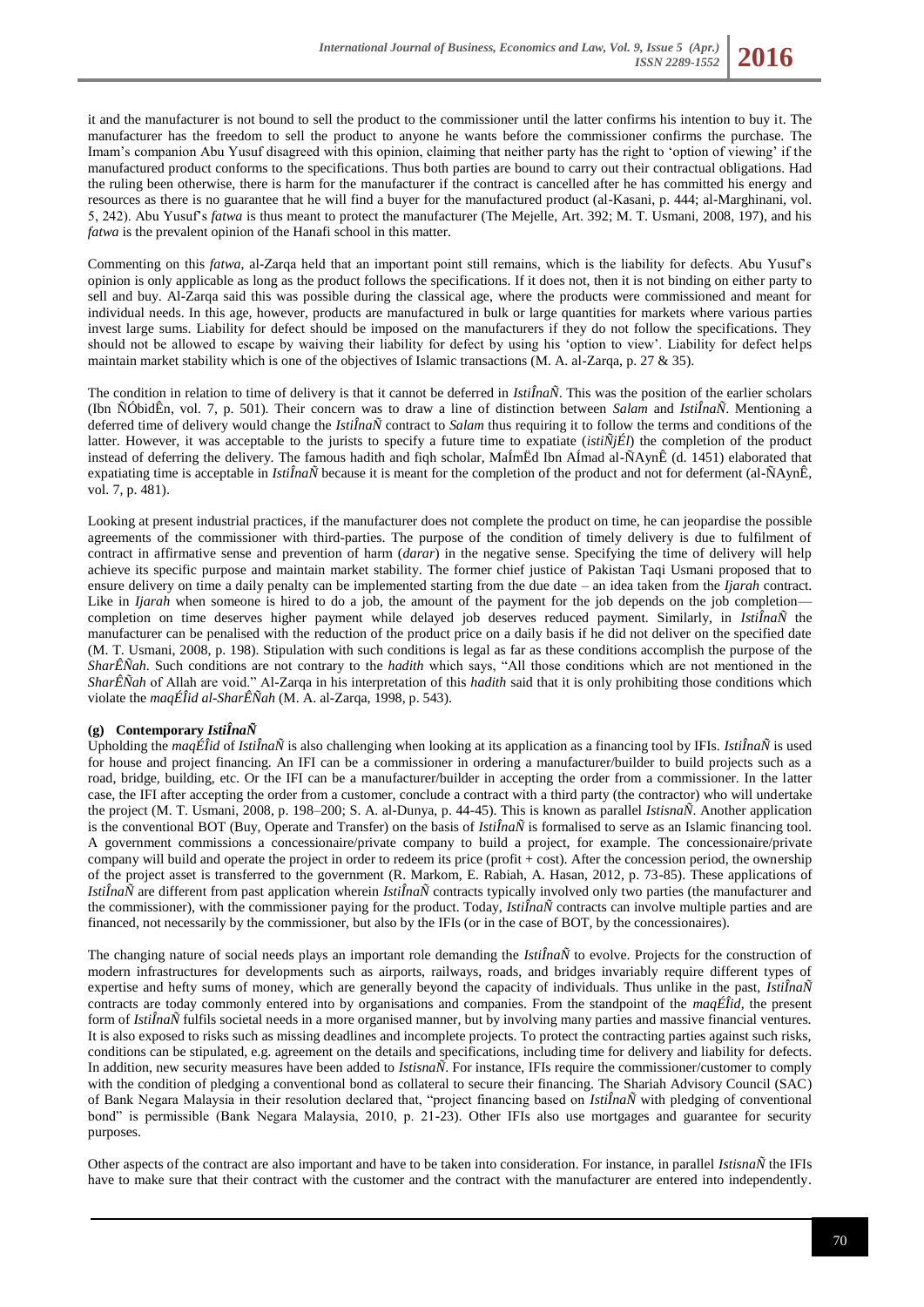it and the manufacturer is not bound to sell the product to the commissioner until the latter confirms his intention to buy it. The manufacturer has the freedom to sell the product to anyone he wants before the commissioner confirms the purchase. The Imam's companion Abu Yusuf disagreed with this opinion, claiming that neither party has the right to 'option of viewing' if the manufactured product conforms to the specifications. Thus both parties are bound to carry out their contractual obligations. Had the ruling been otherwise, there is harm for the manufacturer if the contract is cancelled after he has committed his energy and resources as there is no guarantee that he will find a buyer for the manufactured product (al-Kasani, p. 444; al-Marghinani, vol. 5, 242). Abu Yusuf's *fatwa* is thus meant to protect the manufacturer (The Mejelle, Art. 392; M. T. Usmani, 2008, 197), and his *fatwa* is the prevalent opinion of the Hanafi school in this matter.

Commenting on this *fatwa*, al-Zarqa held that an important point still remains, which is the liability for defects. Abu Yusuf's opinion is only applicable as long as the product follows the specifications. If it does not, then it is not binding on either party to sell and buy. Al-Zarqa said this was possible during the classical age, where the products were commissioned and meant for individual needs. In this age, however, products are manufactured in bulk or large quantities for markets where various parties invest large sums. Liability for defect should be imposed on the manufacturers if they do not follow the specifications. They should not be allowed to escape by waiving their liability for defect by using his 'option to view'. Liability for defect helps maintain market stability which is one of the objectives of Islamic transactions (M. A. al-Zarqa, p. 27 & 35).

The condition in relation to time of delivery is that it cannot be deferred in *IstiÎnaÑ*. This was the position of the earlier scholars (Ibn ÑÓbidÊn, vol. 7, p. 501). Their concern was to draw a line of distinction between *Salam* and *IstiÎnaÑ*. Mentioning a deferred time of delivery would change the *IstiÎnaÑ* contract to *Salam* thus requiring it to follow the terms and conditions of the latter. However, it was acceptable to the jurists to specify a future time to expatiate (*istiÑjÉl*) the completion of the product instead of deferring the delivery. The famous hadith and fiqh scholar, MaÍmËd Ibn AÍmad al-ÑAynÊ (d. 1451) elaborated that expatiating time is acceptable in *IstiÎnaÑ* because it is meant for the completion of the product and not for deferment (al-ÑAynÊ, vol. 7, p. 481).

Looking at present industrial practices, if the manufacturer does not complete the product on time, he can jeopardise the possible agreements of the commissioner with third-parties. The purpose of the condition of timely delivery is due to fulfilment of contract in affirmative sense and prevention of harm (*darar*) in the negative sense. Specifying the time of delivery will help achieve its specific purpose and maintain market stability. The former chief justice of Pakistan Taqi Usmani proposed that to ensure delivery on time a daily penalty can be implemented starting from the due date – an idea taken from the *Ijarah* contract. Like in *Ijarah* when someone is hired to do a job, the amount of the payment for the job depends on the job completion—completion on time deserves higher payment while delayed job deserves reduced payment. Similarly, in *IstiÎnaÑ* the manufacturer can be penalised with the reduction of the product price on a daily basis if he did not deliver on the specified date (M. T. Usmani, 2008, p. 198). Stipulation with such conditions is legal as far as these conditions accomplish the purpose of the *SharÊÑah*. Such conditions are not contrary to the *hadith* which says, "All those conditions which are not mentioned in the *SharÊÑah* of Allah are void." Al-Zarqa in his interpretation of this *hadith* said that it is only prohibiting those conditions which violate the *maqÉÎid al-SharÊÑah* (M. A. al-Zarqa, 1998, p. 543).

#### (g) Contemporary *IstiÎnaÑ*

Upholding the *maqÉÎid* of *IstiÎnaÑ* is also challenging when looking at its application as a financing tool by IFIs. *IstiÎnaÑ* is used for house and project financing. An IFI can be a commissioner in ordering a manufacturer/builder to build projects such as a road, bridge, building, etc. Or the IFI can be a manufacturer/builder in accepting the order from a commissioner. In the latter case, the IFI after accepting the order from a customer, conclude a contract with a third party (the contractor) who will undertake the project (M. T. Usmani, 2008, p. 198–200; S. A. al-Dunya, p. 44-45). This is known as parallel *IstisnaÑ*. Another application is the conventional BOT (Buy, Operate and Transfer) on the basis of *IstiÎnaÑ* is formalised to serve as an Islamic financing tool. A government commissions a concessionaire/private company to build a project, for example. The concessionaire/private company will build and operate the project in order to redeem its price (profit + cost). After the concession period, the ownership of the project asset is transferred to the government (R. Markom, E. Rabiah, A. Hasan, 2012, p. 73-85). These applications of *IstiÎnaÑ* are different from past application wherein *IstiÎnaÑ* contracts typically involved only two parties (the manufacturer and the commissioner), with the commissioner paying for the product. Today, *IstiÎnaÑ* contracts can involve multiple parties and are financed, not necessarily by the commissioner, but also by the IFIs (or in the case of BOT, by the concessionaires).

The changing nature of social needs plays an important role demanding the *IstiÎnaÑ* to evolve. Projects for the construction of modern infrastructures for developments such as airports, railways, roads, and bridges invariably require different types of expertise and hefty sums of money, which are generally beyond the capacity of individuals. Thus unlike in the past, *IstiÎnaÑ* contracts are today commonly entered into by organisations and companies. From the standpoint of the *maqÉÎid*, the present form of *IstiÎnaÑ* fulfils societal needs in a more organised manner, but by involving many parties and massive financial ventures. It is also exposed to risks such as missing deadlines and incomplete projects. To protect the contracting parties against such risks, conditions can be stipulated, e.g. agreement on the details and specifications, including time for delivery and liability for defects. In addition, new security measures have been added to *IstisnaÑ*. For instance, IFIs require the commissioner/customer to comply with the condition of pledging a conventional bond as collateral to secure their financing. The Shariah Advisory Council (SAC) of Bank Negara Malaysia in their resolution declared that, "project financing based on *IstiÎnaÑ* with pledging of conventional bond" is permissible (Bank Negara Malaysia, 2010, p. 21-23). Other IFIs also use mortgages and guarantee for security purposes.

Other aspects of the contract are also important and have to be taken into consideration. For instance, in parallel *IstisnaÑ* the IFIs have to make sure that their contract with the customer and the contract with the manufacturer are entered into independently.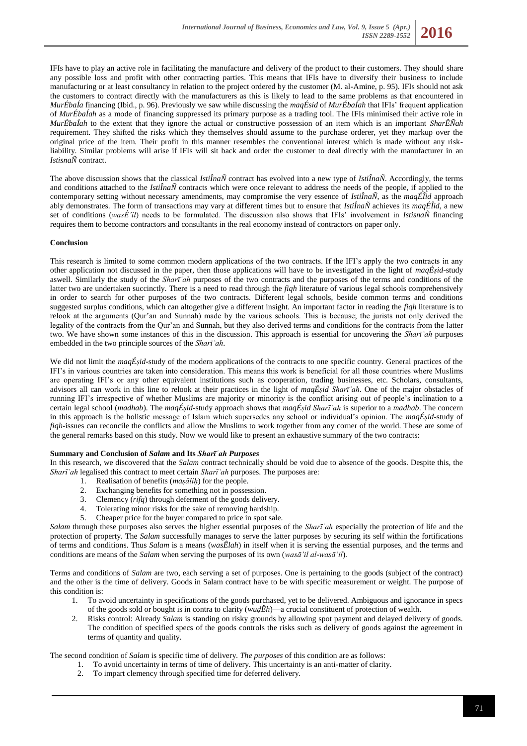IFIs have to play an active role in facilitating the manufacture and delivery of the product to their customers. They should share any possible loss and profit with other contracting parties. This means that IFIs have to diversify their business to include manufacturing or at least consultancy in relation to the project ordered by the customer (M. al-Amine, p. 95). IFIs should not ask the customers to contract directly with the manufacturers as this is likely to lead to the same problems as that encountered in *MurÉbaÍa* financing (Ibid., p. 96). Previously we saw while discussing the *maqÉsid* of *MurÉbaÍah* that IFIs' frequent application of *MurÉbaÍah* as a mode of financing suppressed its primary purpose as a trading tool. The IFIs minimised their active role in *MurÉbaÍah* to the extent that they ignore the actual or constructive possession of an item which is an important *SharÊÑah* requirement. They shifted the risks which they themselves should assume to the purchase orderer, yet they markup over the original price of the item. Their profit in this manner resembles the conventional interest which is made without any risk-liability. Similar problems will arise if IFIs will sit back and order the customer to deal directly with the manufacturer in an *IstisnaÑ* contract.

The above discussion shows that the classical *IstiÎnaÑ* contract has evolved into a new type of *IstiÎnaÑ*. Accordingly, the terms and conditions attached to the *IstiÎnaÑ* contracts which were once relevant to address the needs of the people, if applied to the contemporary setting without necessary amendments, may compromise the very essence of *IstiÎnaÑ*, as the *maqÉÎid* approach ably demonstrates. The form of transactions may vary at different times but to ensure that *IstiÎnaÑ* achieves its *maqÉÎid*, a new set of conditions (*wasÉʾil*) needs to be formulated. The discussion also shows that IFIs' involvement in *IstisnaÑ* financing requires them to become contractors and consultants in the real economy instead of contractors on paper only.

**Conclusion**

This research is limited to some common modern applications of the two contracts. If the IFI's apply the two contracts in any other application not discussed in the paper, then those applications will have to be investigated in the light of *maqÉṣid*-study aswell. Similarly the study of the *Sharīʿah* purposes of the two contracts and the purposes of the terms and conditions of the latter two are undertaken succinctly. There is a need to read through the *fiqh* literature of various legal schools comprehensively in order to search for other purposes of the two contracts. Different legal schools, beside common terms and conditions suggested surplus conditions, which can altogether give a different insight. An important factor in reading the *fiqh* literature is to relook at the arguments (Qur'an and Sunnah) made by the various schools. This is because; the jurists not only derived the legality of the contracts from the Qur'an and Sunnah, but they also derived terms and conditions for the contracts from the latter two. We have shown some instances of this in the discussion. This approach is essential for uncovering the *Sharīʿah* purposes embedded in the two principle sources of the *Sharīʿah*.

We did not limit the *maqÉṣid*-study of the modern applications of the contracts to one specific country. General practices of the IFI's in various countries are taken into consideration. This means this work is beneficial for all those countries where Muslims are operating IFI's or any other equivalent institutions such as cooperation, trading businesses, etc. Scholars, consultants, advisors all can work in this line to relook at their practices in the light of *maqÉṣid Sharīʿah*. One of the major obstacles of running IFI's irrespective of whether Muslims are majority or minority is the conflict arising out of people's inclination to a certain legal school (*madhab*). The *maqÉṣid*-study approach shows that *maqÉṣid Sharīʿah* is superior to a *madhab*. The concern in this approach is the holistic message of Islam which supersedes any school or individual's opinion. The *maqÉṣid*-study of *fiqh*-issues can reconcile the conflicts and allow the Muslims to work together from any corner of the world. These are some of the general remarks based on this study. Now we would like to present an exhaustive summary of the two contracts:

**Summary and Conclusion of *Salam* and Its *Sharīʿah Purposes***

In this research, we discovered that the *Salam* contract technically should be void due to absence of the goods. Despite this, the *Sharīʿah* legalised this contract to meet certain *Sharīʿah* purposes. The purposes are:

1. Realisation of benefits (*maṣāliḥ*) for the people.
2. Exchanging benefits for something not in possession.
3. Clemency (*rifq*) through deferment of the goods delivery.
4. Tolerating minor risks for the sake of removing hardship.
5. Cheaper price for the buyer compared to price in spot sale.

*Salam* through these purposes also serves the higher essential purposes of the *Sharīʿah* especially the protection of life and the protection of property. The *Salam* successfully manages to serve the latter purposes by securing its self within the fortifications of terms and conditions. Thus *Salam* is a means (*wasÊlah*) in itself when it is serving the essential purposes, and the terms and conditions are means of the *Salam* when serving the purposes of its own (*wasāʾil al-wasāʾil*).

Terms and conditions of *Salam* are two, each serving a set of purposes. One is pertaining to the goods (subject of the contract) and the other is the time of delivery. Goods in Salam contract have to be with specific measurement or weight. The purpose of this condition is:

1. To avoid uncertainty in specifications of the goods purchased, yet to be delivered. Ambiguous and ignorance in specs of the goods sold or bought is in contra to clarity (*wuḍËh*)—a crucial constituent of protection of wealth.
2. Risks control: Already *Salam* is standing on risky grounds by allowing spot payment and delayed delivery of goods. The condition of specified specs of the goods controls the risks such as delivery of goods against the agreement in terms of quantity and quality.

The second condition of *Salam* is specific time of delivery. *The purposes* of this condition are as follows:

1. To avoid uncertainty in terms of time of delivery. This uncertainty is an anti-matter of clarity.
2. To impart clemency through specified time for deferred delivery.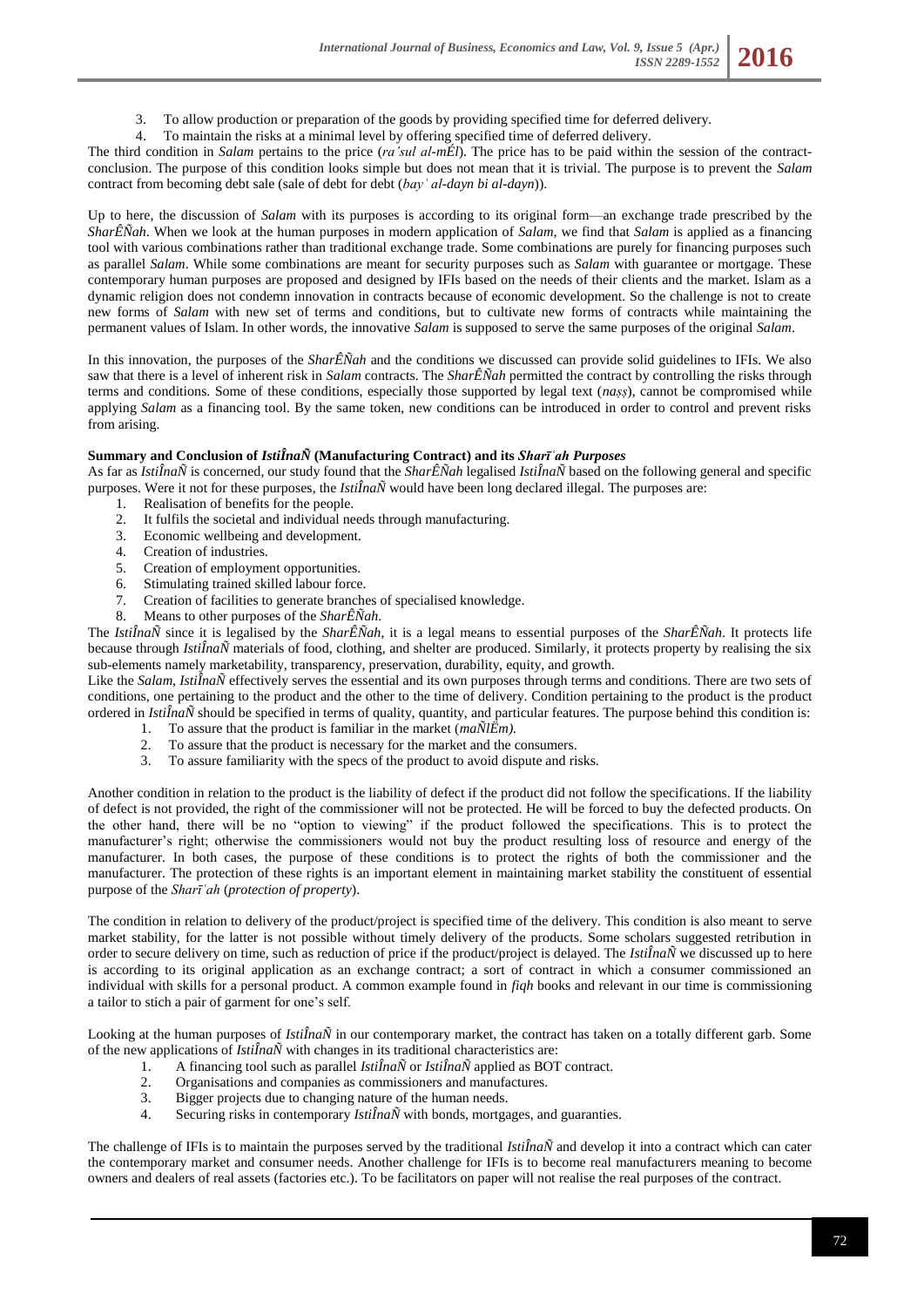3. To allow production or preparation of the goods by providing specified time for deferred delivery.
4. To maintain the risks at a minimal level by offering specified time of deferred delivery.

The third condition in *Salam* pertains to the price (*ra'sul al-mÉl*). The price has to be paid within the session of the contract-conclusion. The purpose of this condition looks simple but does not mean that it is trivial. The purpose is to prevent the *Salam* contract from becoming debt sale (sale of debt for debt (*bay' al-dayn bi al-dayn*)).

Up to here, the discussion of *Salam* with its purposes is according to its original form—an exchange trade prescribed by the *SharÊÑah*. When we look at the human purposes in modern application of *Salam*, we find that *Salam* is applied as a financing tool with various combinations rather than traditional exchange trade. Some combinations are purely for financing purposes such as parallel *Salam*. While some combinations are meant for security purposes such as *Salam* with guarantee or mortgage. These contemporary human purposes are proposed and designed by IFIs based on the needs of their clients and the market. Islam as a dynamic religion does not condemn innovation in contracts because of economic development. So the challenge is not to create new forms of *Salam* with new set of terms and conditions, but to cultivate new forms of contracts while maintaining the permanent values of Islam. In other words, the innovative *Salam* is supposed to serve the same purposes of the original *Salam*.

In this innovation, the purposes of the *SharÊÑah* and the conditions we discussed can provide solid guidelines to IFIs. We also saw that there is a level of inherent risk in *Salam* contracts. The *SharÊÑah* permitted the contract by controlling the risks through terms and conditions. Some of these conditions, especially those supported by legal text (*naṣṣ*), cannot be compromised while applying *Salam* as a financing tool. By the same token, new conditions can be introduced in order to control and prevent risks from arising.

**Summary and Conclusion of *IstiÎnaÑ* (Manufacturing Contract) and its *Sharī'ah Purposes***

As far as *IstiÎnaÑ* is concerned, our study found that the *SharÊÑah* legalised *IstiÎnaÑ* based on the following general and specific purposes. Were it not for these purposes, the *IstiÎnaÑ* would have been long declared illegal. The purposes are:

1. Realisation of benefits for the people.
2. It fulfils the societal and individual needs through manufacturing.
3. Economic wellbeing and development.
4. Creation of industries.
5. Creation of employment opportunities.
6. Stimulating trained skilled labour force.
7. Creation of facilities to generate branches of specialised knowledge.
8. Means to other purposes of the *SharÊÑah*.

The *IstiÎnaÑ* since it is legalised by the *SharÊÑah*, it is a legal means to essential purposes of the *SharÊÑah*. It protects life because through *IstiÎnaÑ* materials of food, clothing, and shelter are produced. Similarly, it protects property by realising the six sub-elements namely marketability, transparency, preservation, durability, equity, and growth.

Like the *Salam*, *IstiÎnaÑ* effectively serves the essential and its own purposes through terms and conditions. There are two sets of conditions, one pertaining to the product and the other to the time of delivery. Condition pertaining to the product is the product ordered in *IstiÎnaÑ* should be specified in terms of quality, quantity, and particular features. The purpose behind this condition is:

1. To assure that the product is familiar in the market (*maÑlËm).*
2. To assure that the product is necessary for the market and the consumers.
3. To assure familiarity with the specs of the product to avoid dispute and risks.

Another condition in relation to the product is the liability of defect if the product did not follow the specifications. If the liability of defect is not provided, the right of the commissioner will not be protected. He will be forced to buy the defected products. On the other hand, there will be no "option to viewing" if the product followed the specifications. This is to protect the manufacturer's right; otherwise the commissioners would not buy the product resulting loss of resource and energy of the manufacturer. In both cases, the purpose of these conditions is to protect the rights of both the commissioner and the manufacturer. The protection of these rights is an important element in maintaining market stability the constituent of essential purpose of the *Sharī'ah* (*protection of property*).

The condition in relation to delivery of the product/project is specified time of the delivery. This condition is also meant to serve market stability, for the latter is not possible without timely delivery of the products. Some scholars suggested retribution in order to secure delivery on time, such as reduction of price if the product/project is delayed. The *IstiÎnaÑ* we discussed up to here is according to its original application as an exchange contract; a sort of contract in which a consumer commissioned an individual with skills for a personal product. A common example found in *fiqh* books and relevant in our time is commissioning a tailor to stich a pair of garment for one's self.

Looking at the human purposes of *IstiÎnaÑ* in our contemporary market, the contract has taken on a totally different garb. Some of the new applications of *IstiÎnaÑ* with changes in its traditional characteristics are:

1. A financing tool such as parallel *IstiÎnaÑ* or *IstiÎnaÑ* applied as BOT contract.
2. Organisations and companies as commissioners and manufactures.
3. Bigger projects due to changing nature of the human needs.
4. Securing risks in contemporary *IstiÎnaÑ* with bonds, mortgages, and guarantees.

The challenge of IFIs is to maintain the purposes served by the traditional *IstiÎnaÑ* and develop it into a contract which can cater the contemporary market and consumer needs. Another challenge for IFIs is to become real manufacturers meaning to become owners and dealers of real assets (factories etc.). To be facilitators on paper will not realise the real purposes of the contract.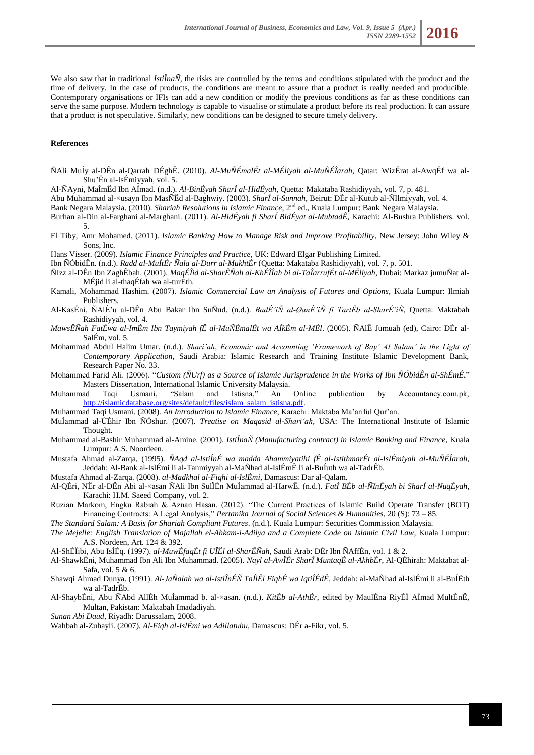We also saw that in traditional *IstiÎnaÑ*, the risks are controlled by the terms and conditions stipulated with the product and the time of delivery. In the case of products, the conditions are meant to assure that a product is really needed and producible. Contemporary organisations or IFIs can add a new condition or modify the previous conditions as far as these conditions can serve the same purpose. Modern technology is capable to visualise or stimulate a product before its real production. It can assure that a product is not speculative. Similarly, new conditions can be designed to secure timely delivery.

**References**

ÑAli MuÍy al-DÊn al-Qarrah DÉghÊ. (2010). *Al-MuÑÉmalÉt al-MÉliyah al-MuÑÉÎarah*, Qatar: WizÉrat al-AwqÉf wa al-Shu'Ën al-IsÉmiyyah, vol. 5.

Al-ÑAyni, MaÍmËd Ibn AÍmad. (n.d.). *Al-BinÉyah SharÍ al-HidÉyah*, Quetta: Makataba Rashidiyyah, vol. 7, p. 481.

Abu Muhammad al-×usayn Ibn MasÑËd al-Baghwiy. (2003). *SharÍ al-Sunnah*, Beirut: DÉr al-Kutub al-ÑIlmiyyah, vol. 4.

Bank Negara Malaysia. (2010). *Shariah Resolutions in Islamic Finance*, 2nd ed., Kuala Lumpur: Bank Negara Malaysia.

Burhan al-Din al-Farghani al-Marghani. (2011). *Al-HidÉyah fi SharÍ BidÉyat al-MubtadÊ*, Karachi: Al-Bushra Publishers. vol. 5.

El Tiby, Amr Mohamed. (2011). *Islamic Banking How to Manage Risk and Improve Profitability*, New Jersey: John Wiley & Sons, Inc.

Hans Visser. (2009). *Islamic Finance Principles and Practice*, UK: Edward Elgar Publishing Limited.

Ibn ÑÓbidÊn. (n.d.). *Radd al-MuÍtÉr Ñala al-Durr al-MukhtÉr* (Quetta: Makataba Rashidiyyah), vol. 7, p. 501.

ÑIzz al-DÊn Ibn ZaghÊbah. (2001). *MaqÉÎid al-SharÊÑah al-KhÉÎÎah bi al-TaÎarrufÉt al-MÉliyah*, Dubai: Markaz jumuÑat al-MÉjid li al-thaqÉfah wa al-turÉth.

Kamali, Mohammad Hashim. (2007). *Islamic Commercial Law an Analysis of Futures and Options*, Kuala Lumpur: Ilmiah Publishers.

Al-KasÉni, ÑAlÉ'u al-DÊn Abu Bakar Ibn SuÑud. (n.d.). *BadÉ'iÑ al-ØanÉ'iÑ fi TartÊb al-SharÉ'iÑ*, Quetta: Maktabah Rashidiyyah, vol. 4.

*MawsËÑah FatÉwa al-ImÉm Ibn Taymiyah fÊ al-MuÑÉmalÉt wa AÍkÉm al-MÉl*. (2005). ÑAlÊ Jumuah (ed), Cairo: DÉr al-SalÉm, vol. 5.

Mohammad Abdul Halim Umar. (n.d.). *Shari'ah, Economic and Accounting 'Framework of Bay' Al Salam' in the Light of Contemporary Application*, Saudi Arabia: Islamic Research and Training Institute Islamic Development Bank, Research Paper No. 33.

Mohammed Farid Ali. (2006). "*Custom (ÑUrf) as a Source of Islamic Jurisprudence in the Works of Ibn ÑÓbidÊn al-ShÉmÊ*," Masters Dissertation, International Islamic University Malaysia.

Muhammad Taqi Usmani, "Salam and Istisna," An Online publication by Accountancy.com.pk, http://islamicdatabase.org/sites/default/files/islam_salam_istisna.pdf.

Muhammad Taqi Usmani. (2008). *An Introduction to Islamic Finance*, Karachi: Maktaba Ma'ariful Qur'an.

MuÍammad al-ÙÉhir Ibn ÑÓshur. (2007). *Treatise on Maqasid al-Shari'ah*, USA: The International Institute of Islamic Thought.

Muhammad al-Bashir Muhammad al-Amine. (2001). *IstiÎnaÑ (Manufacturing contract) in Islamic Banking and Finance*, Kuala Lumpur: A.S. Noordeen.

Mustafa Ahmad al-Zarqa, (1995). *ÑAqd al-IstiÎnÉ wa madda Ahammiyatihi fÊ al-IstithmarÉt al-IslÉmiyah al-MuÑÉÎarah*, Jeddah: Al-Bank al-IslÉmi li al-Tanmiyyah al-MaÑhad al-IslÉmÊ li al-BuÍuth wa al-TadrÊb.

Mustafa Ahmad al-Zarqa. (2008). *al-Madkhal al-Fiqhi al-IslÉmi*, Damascus: Dar al-Qalam.

Al-QÉri, NËr al-DÊn Abi al-×asan ÑAli Ibn SulÏÉn MuÍammad al-HarwÊ. (n.d.). *FatÍ BÉb al-ÑInÉyah bi SharÍ al-NuqÉyah*, Karachi: H.M. Saeed Company, vol. 2.

Ruzian Markom, Engku Rabiah & Aznan Hasan. (2012). "The Current Practices of Islamic Build Operate Transfer (BOT) Financing Contracts: A Legal Analysis," *Pertanika Journal of Social Sciences & Humanities*, 20 (S): 73 – 85.

*The Standard Salam: A Basis for Shariah Compliant Futures*. (n.d.). Kuala Lumpur: Securities Commission Malaysia.

*The Mejelle: English Translation of Majallah el-Ahkam-i-Adilya and a Complete Code on Islamic Civil Law*, Kuala Lumpur: A.S. Nordeen, Art. 124 & 392.

Al-ShÉÏibi, Abu IsÍÉq. (1997). *al-MuwÉfaqÉt fi UÎËl al-SharÊÑah*, Saudi Arab: DÉr Ibn ÑAffÉn, vol. 1 & 2.

Al-ShawkÉni, Muhammad Ibn Ali Ibn Muhammad. (2005). *Nayl al-AwÏÉr SharÍ MuntaqÉ al-AkhbÉr*, Al-QÉhirah: Maktabat al-Safa, vol. 5 & 6.

Shawqi Ahmad Dunya. (1991). *Al-JaÑalah wa al-IstiÎnÉÑ TaÍlÊl FiqhÊ wa IqtiÎÉdÊ*, Jeddah: al-MaÑhad al-IslÉmi li al-BuÍËth wa al-TadrÊb.

Al-ShaybÉni, Abu ÑAbd AllÉh MuÍammad b. al-×asan. (n.d.). *KitÉb al-AthÉr*, edited by MaulÉna RiyÉÌ AÍmad MultÉnÊ, Multan, Pakistan: Maktabah Imadadiyah.

*Sunan Abi Daud*, Riyadh: Darussalam, 2008.

Wahbah al-Zuhayli. (2007). *Al-Fiqh al-IslÉmi wa Adillatuhu*, Damascus: DÉr a-Fikr, vol. 5.